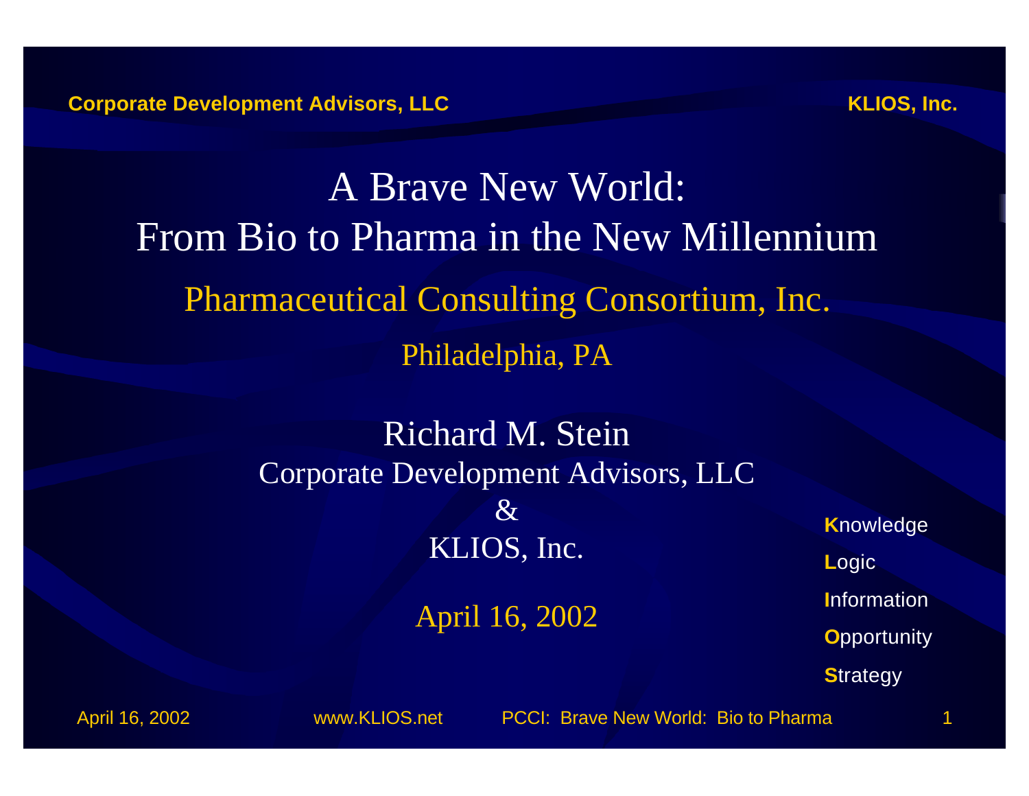Corporate Development Advisors, LLC

KLIOS, Inc.

# A Brave New World: From Bio to Pharma in the New Millennium

## Pharmaceutical Consulting Consortium, Inc.

Philadelphia, PA

Richard M. Stein

Corporate Development Advisors, LLC

&

KLIOS, Inc.

April 16, 2002

**K**nowledge

**L**ogic

**I**nformation

**O**pportunity

**S**trategy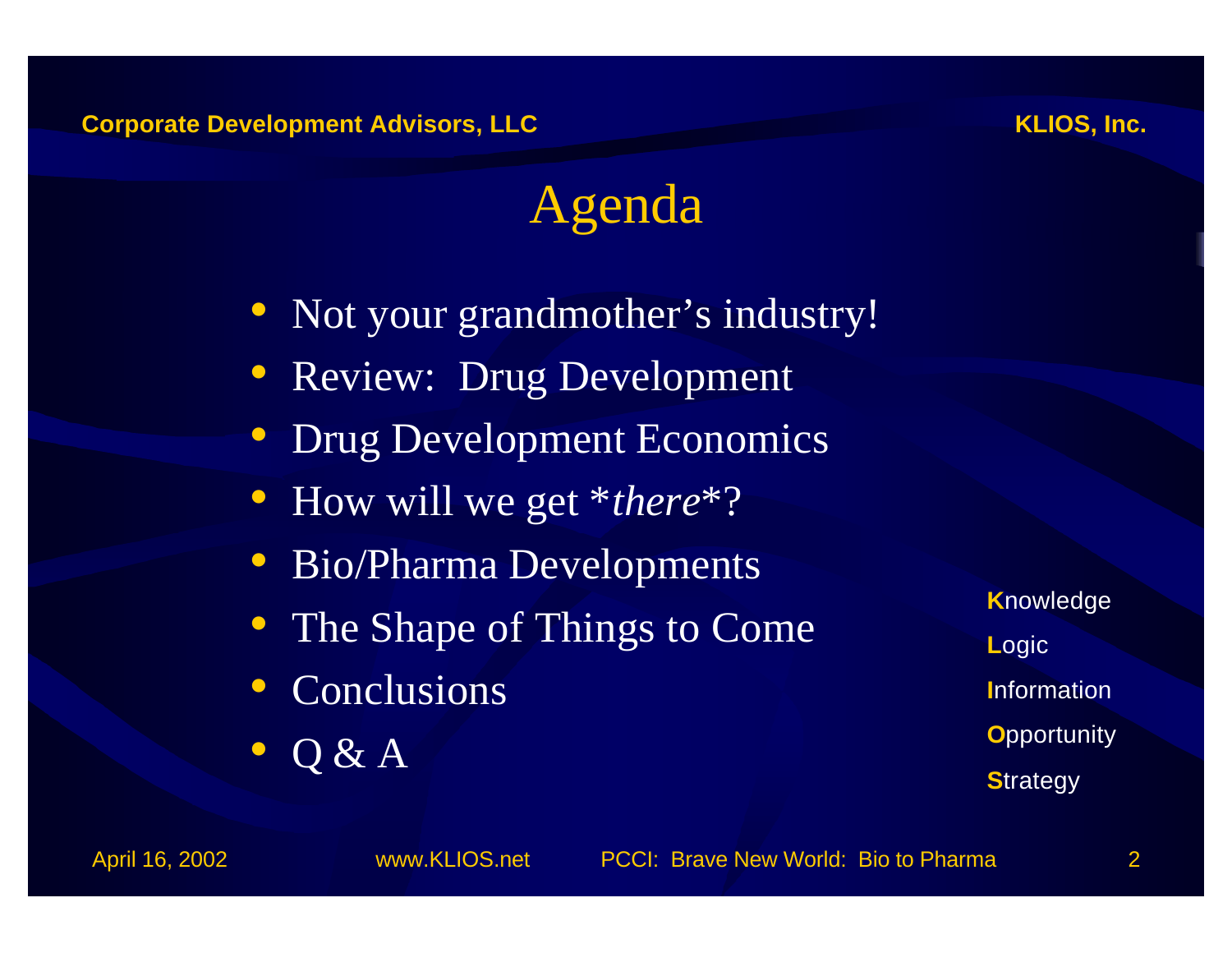# Agenda

- Not your grandmother's industry!
- Review: Drug Development
- Drug Development Economics
- How will we get **there*?
- Bio/Pharma Developments
- The Shape of Things to Come
- Conclusions
- Q & A

**K**nowledge
**L**ogic
**I**nformation
**O**pportunity
**S**trategy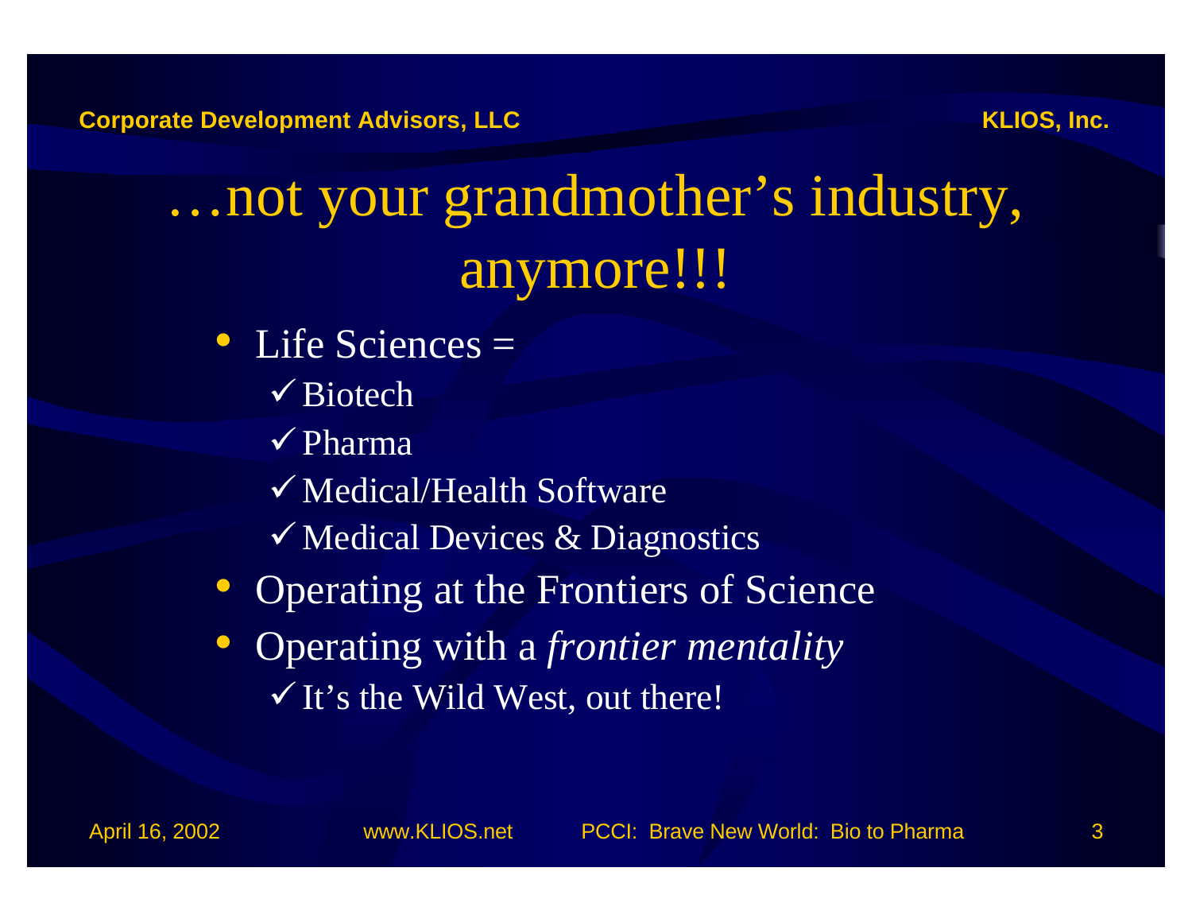# …not your grandmother’s industry, anymore!!!

- Life Sciences =
  - ✓ Biotech
  - ✓ Pharma
  - ✓ Medical/Health Software
  - ✓ Medical Devices & Diagnostics
- Operating at the Frontiers of Science
- Operating with a *frontier mentality*
  - ✓ It’s the Wild West, out there!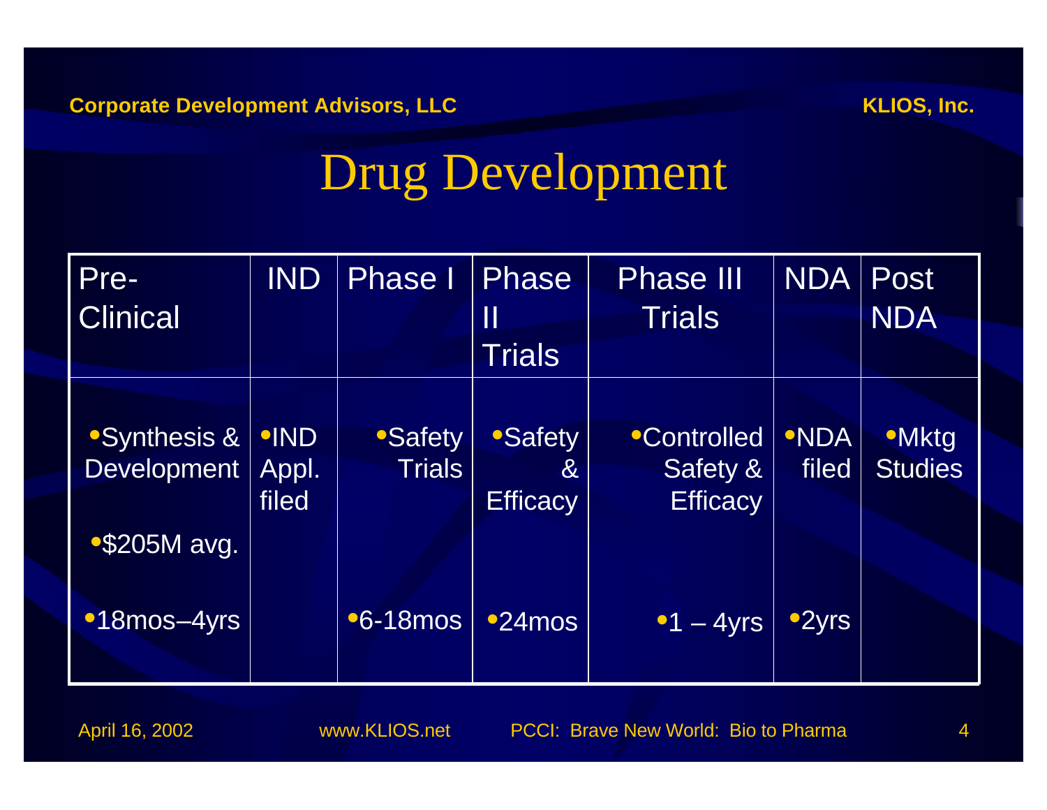# Drug Development

| Pre-Clinical | IND | Phase I | Phase II Trials | Phase III Trials | NDA | Post NDA |
|---|---|---|---|---|---|---|
| • Synthesis & Development<br>• $205M avg.<br>• 18mos–4yrs | • IND Appl. filed | • Safety Trials<br>• 6-18mos | • Safety & Efficacy<br>• 24mos | • Controlled Safety & Efficacy<br>• 1 – 4yrs | • NDA filed<br>• 2yrs | • Mktg Studies |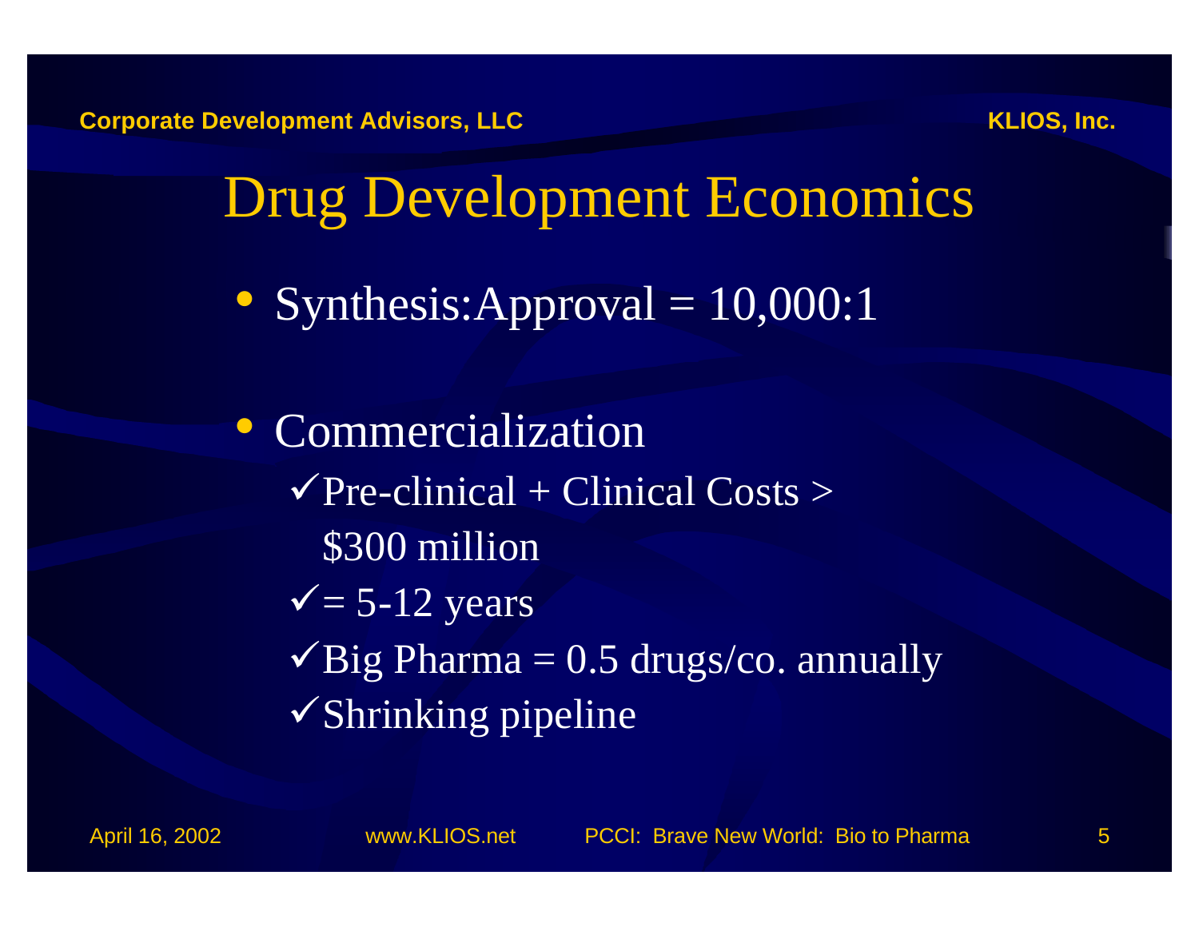# Drug Development Economics

- Synthesis:Approval = 10,000:1

- Commercialization
  - ✓Pre-clinical + Clinical Costs > $300 million
  - ✓= 5-12 years
  - ✓Big Pharma = 0.5 drugs/co. annually
  - ✓Shrinking pipeline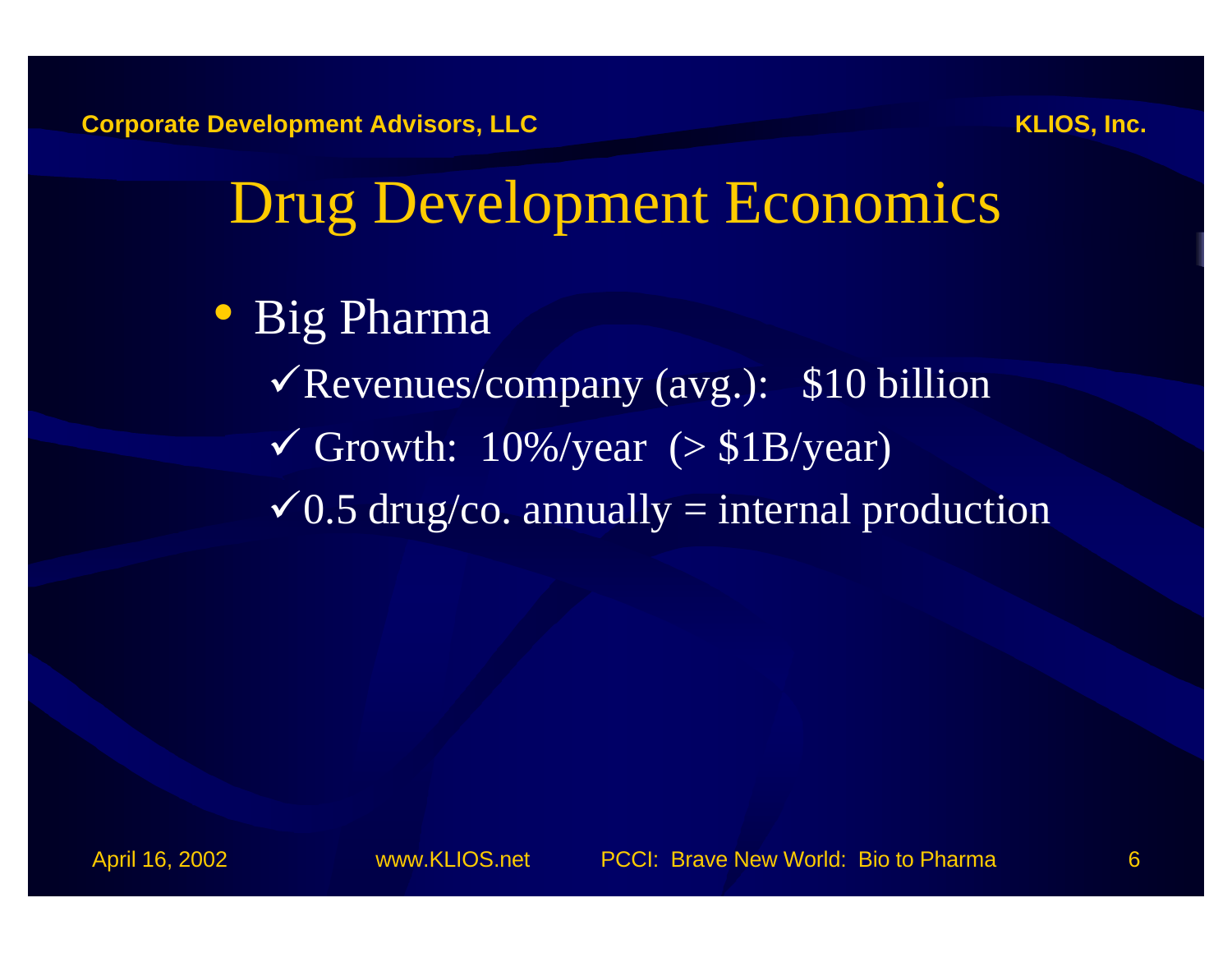# Drug Development Economics

- Big Pharma
  - ✓Revenues/company (avg.): $10 billion
  - ✓ Growth: 10%/year (> $1B/year)
  - ✓0.5 drug/co. annually = internal production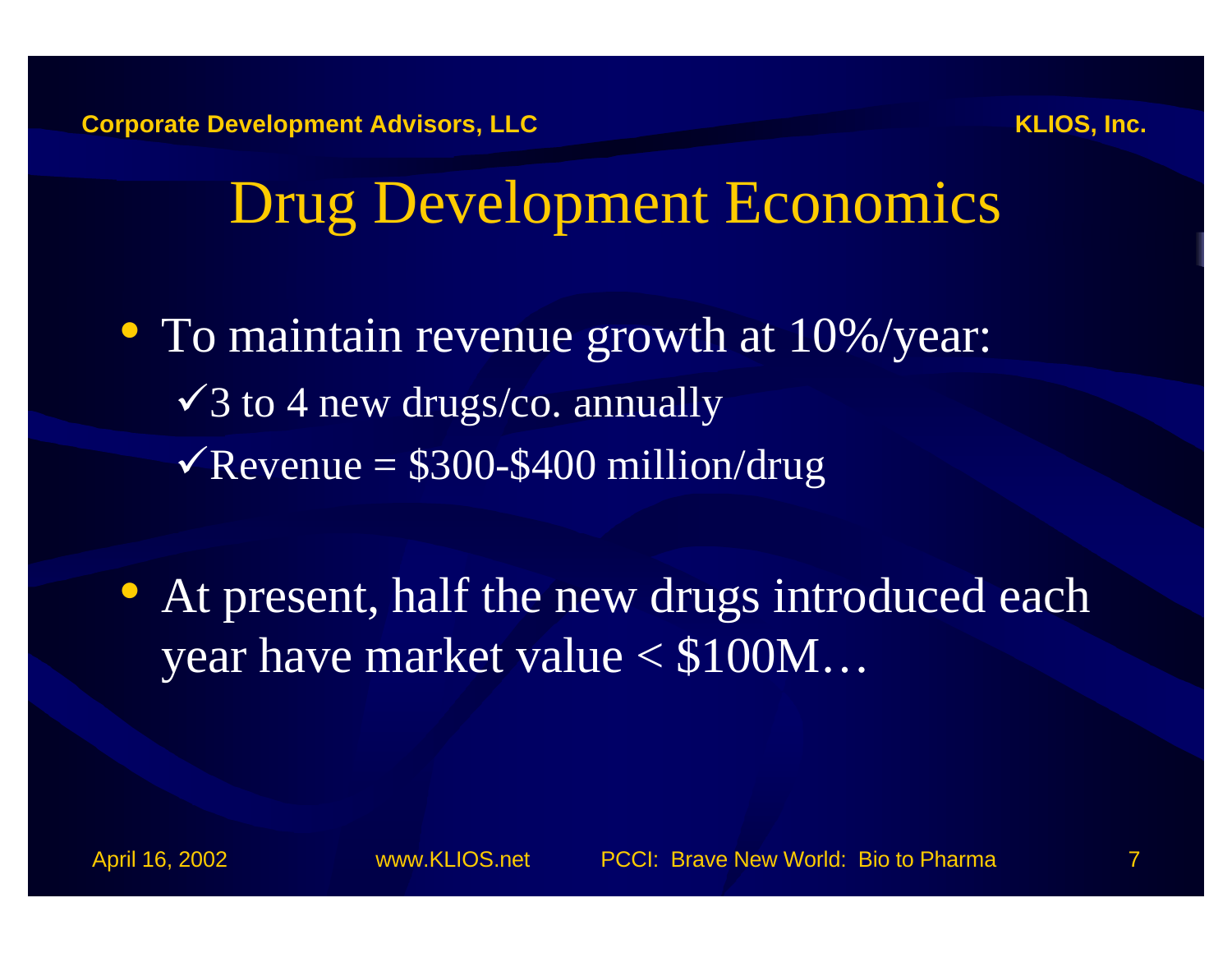# Drug Development Economics

- To maintain revenue growth at 10%/year:
  - ✓3 to 4 new drugs/co. annually
  - ✓Revenue = $300-$400 million/drug

- At present, half the new drugs introduced each year have market value < $100M…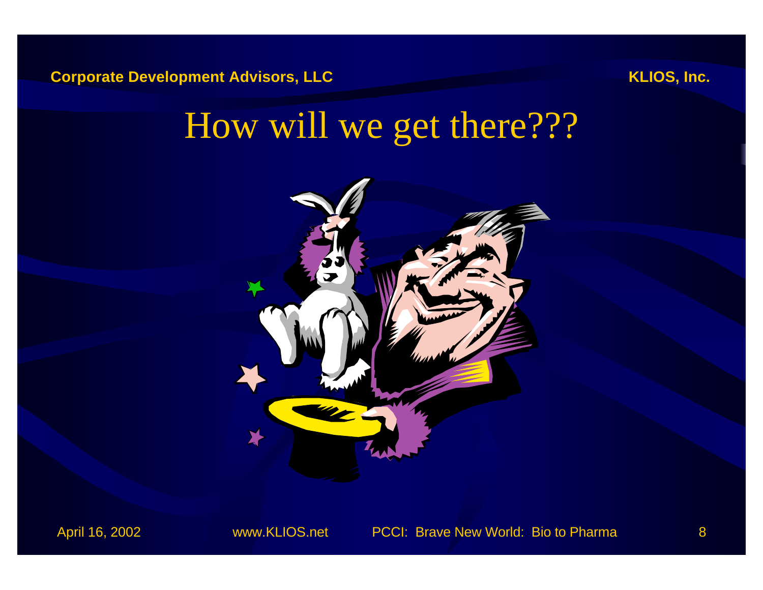# How will we get there???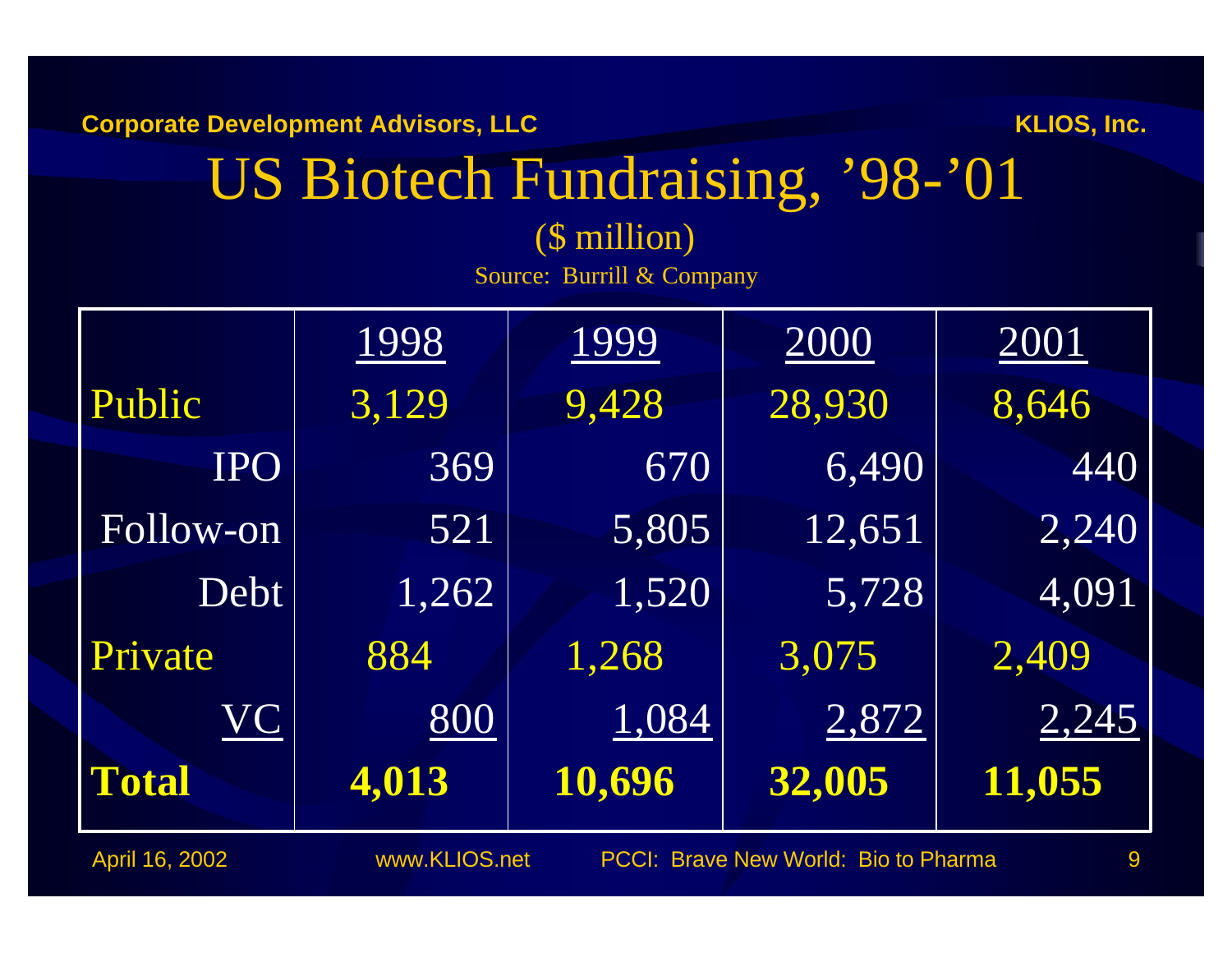# US Biotech Fundraising, '98-'01

($ million)

Source: Burrill & Company

| | 1998 | 1999 | 2000 | 2001 |
|---|---|---|---|---|
| Public | 3,129 | 9,428 | 28,930 | 8,646 |
| IPO | 369 | 670 | 6,490 | 440 |
| Follow-on | 521 | 5,805 | 12,651 | 2,240 |
| Debt | 1,262 | 1,520 | 5,728 | 4,091 |
| Private | 884 | 1,268 | 3,075 | 2,409 |
| VC | 800 | 1,084 | 2,872 | 2,245 |
| **Total** | **4,013** | **10,696** | **32,005** | **11,055** |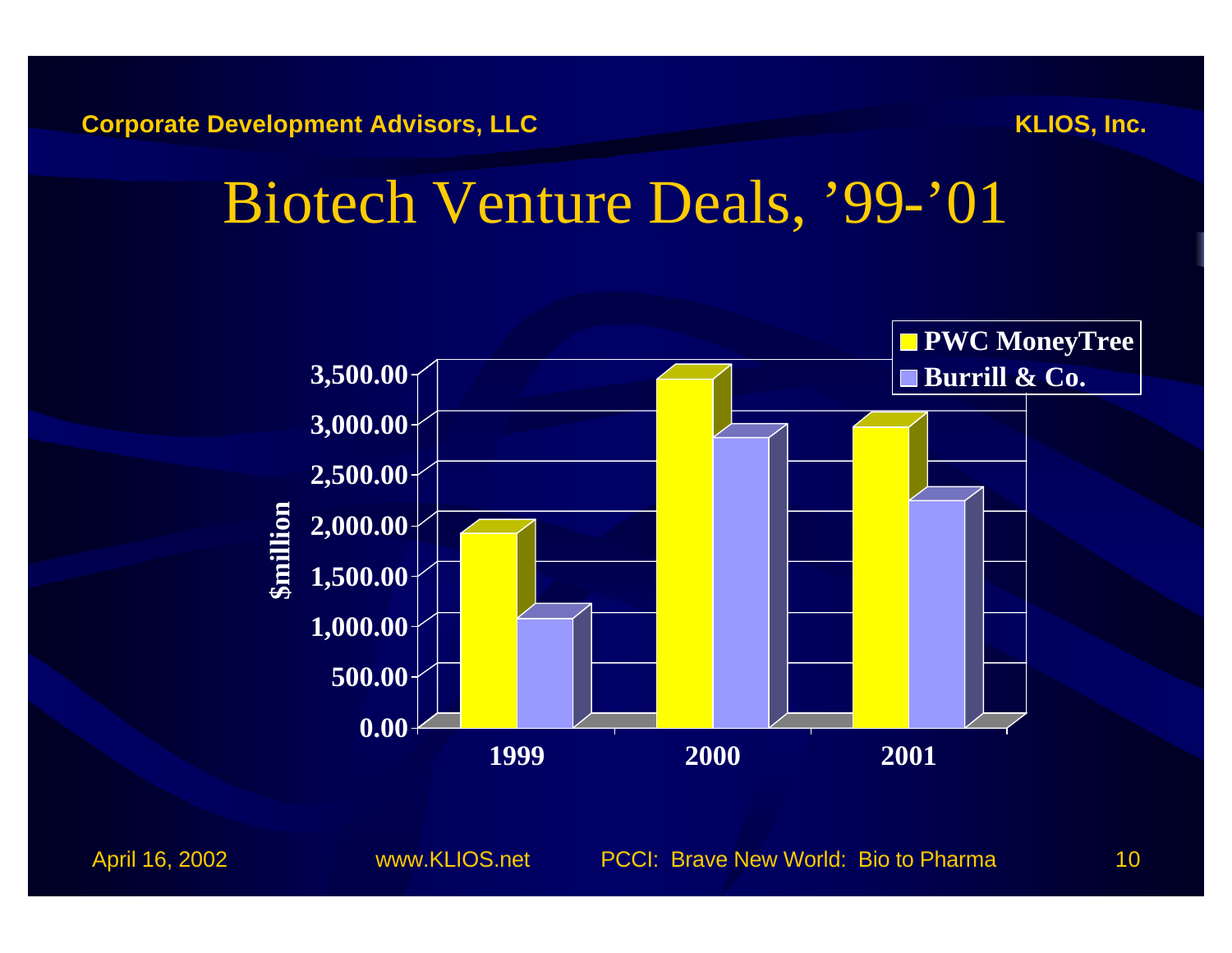# Biotech Venture Deals, '99-'01

$million

| | 1999 | 2000 | 2001 |
|---|---|---|---|
| PWC MoneyTree | | | |
| Burrill & Co. | | | |

3,500.00
3,000.00
2,500.00
2,000.00
1,500.00
1,000.00
500.00
0.00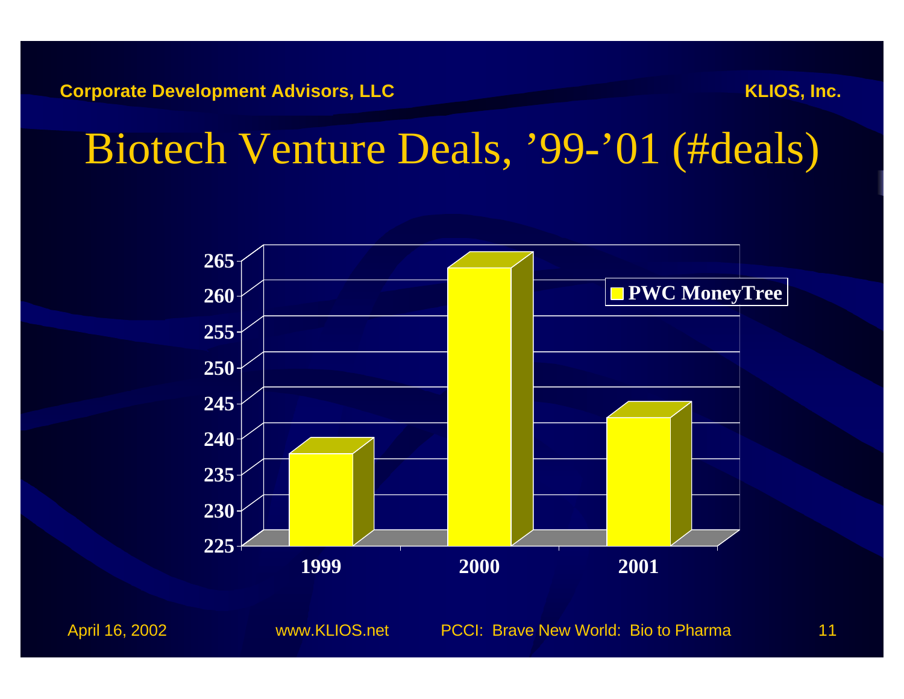# Biotech Venture Deals, '99-'01 (#deals)

PWC MoneyTree

| Year | # Deals |
| --- | --- |
| 1999 | ~237 |
| 2000 | ~263 |
| 2001 | ~242 |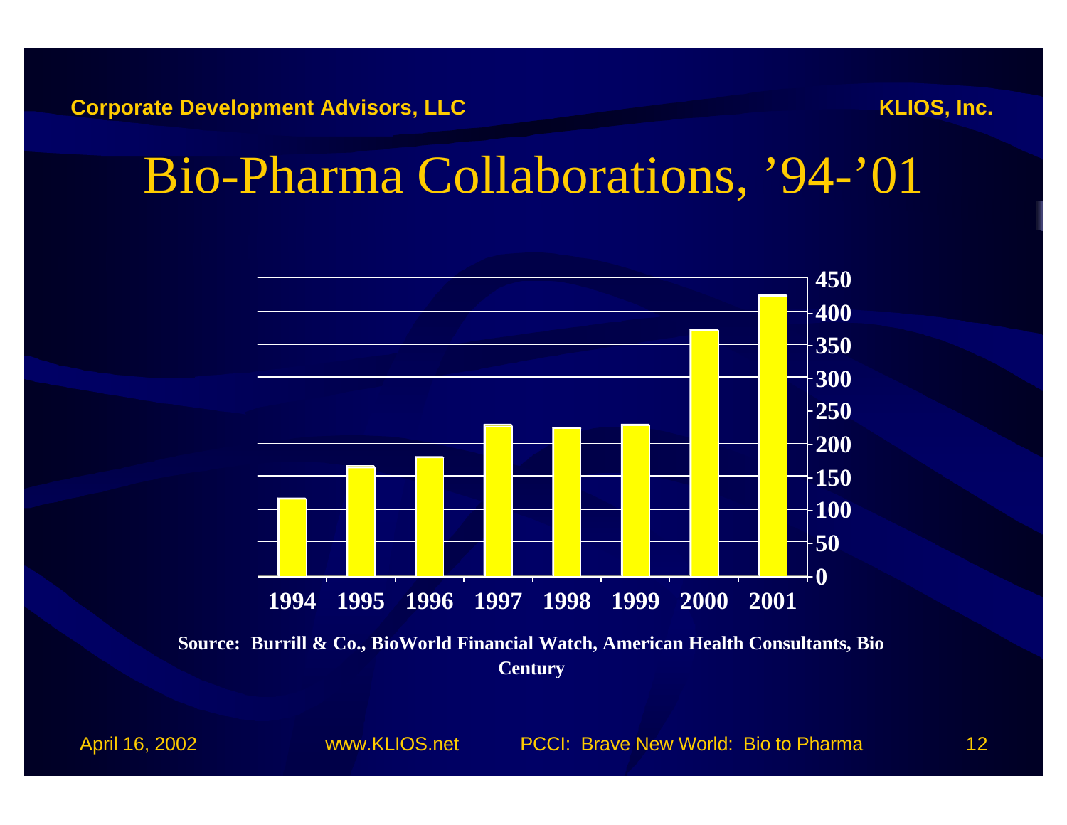# Bio-Pharma Collaborations, ’94-’01

| Year | Collaborations |
|---|---|
| 1994 | ~118 |
| 1995 | ~167 |
| 1996 | ~181 |
| 1997 | ~230 |
| 1998 | ~226 |
| 1999 | ~230 |
| 2000 | ~374 |
| 2001 | ~427 |

**Source: Burrill & Co., BioWorld Financial Watch, American Health Consultants, Bio Century**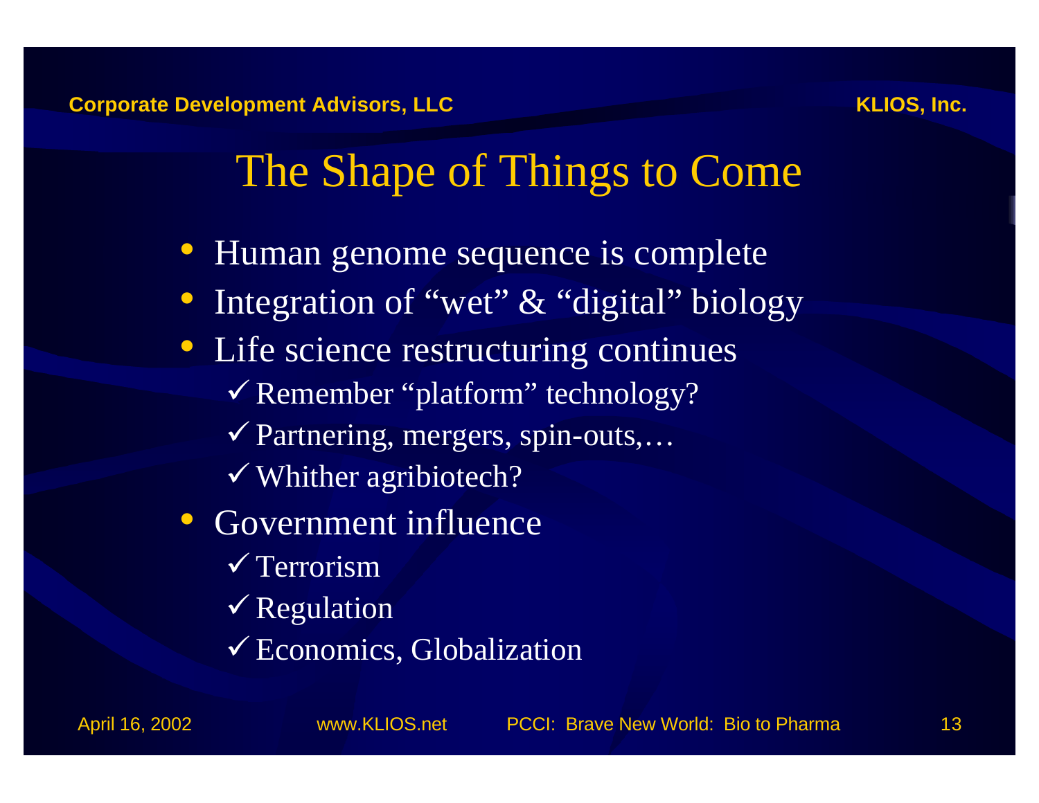# The Shape of Things to Come

- Human genome sequence is complete
- Integration of “wet” & “digital” biology
- Life science restructuring continues
  - ✓ Remember “platform” technology?
  - ✓ Partnering, mergers, spin-outs,…
  - ✓ Whither agribiotech?
- Government influence
  - ✓ Terrorism
  - ✓ Regulation
  - ✓ Economics, Globalization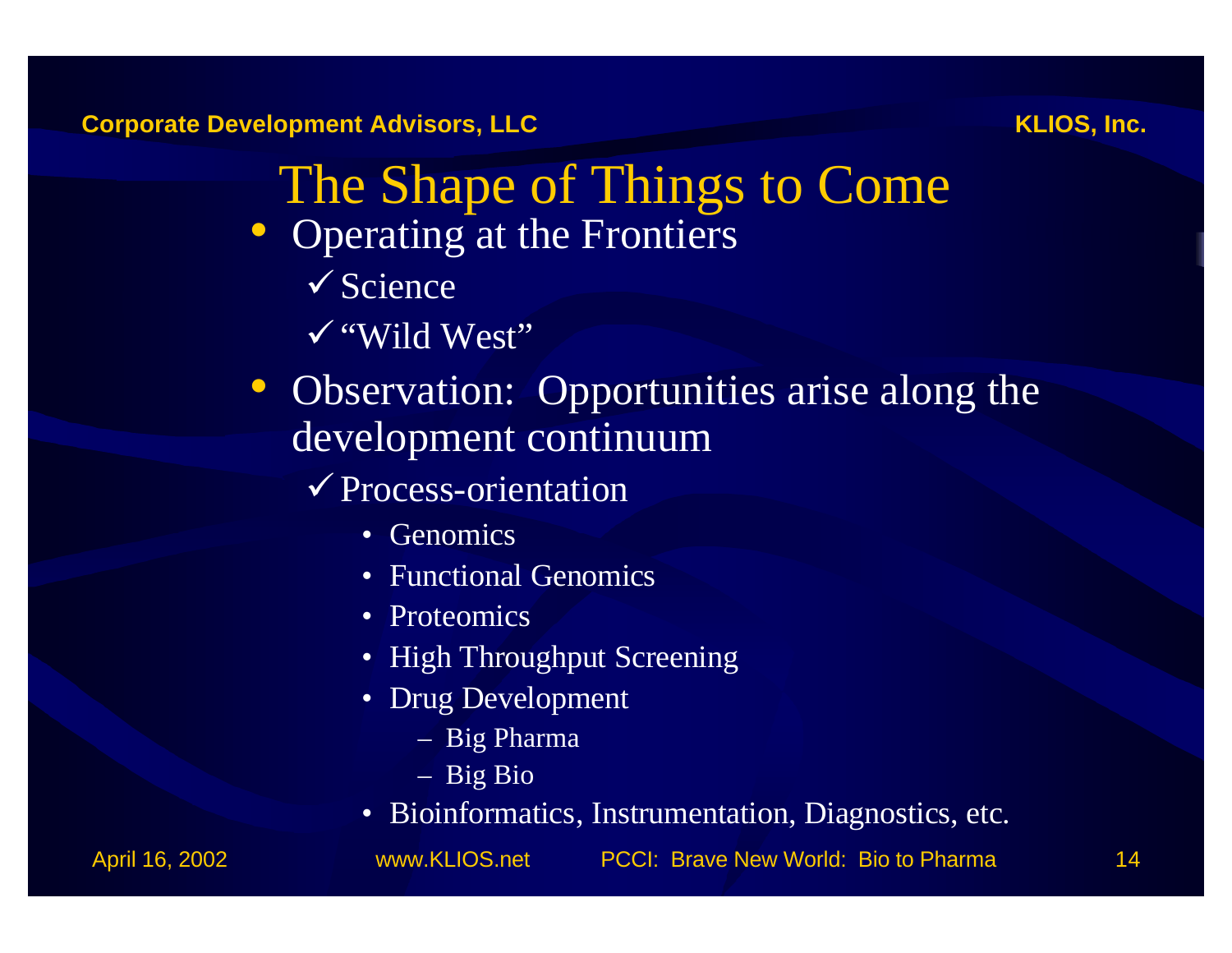# The Shape of Things to Come

- Operating at the Frontiers
  - ✓ Science
  - ✓ "Wild West"
- Observation: Opportunities arise along the development continuum
  - ✓ Process-orientation
    - Genomics
    - Functional Genomics
    - Proteomics
    - High Throughput Screening
    - Drug Development
      - Big Pharma
      - Big Bio
    - Bioinformatics, Instrumentation, Diagnostics, etc.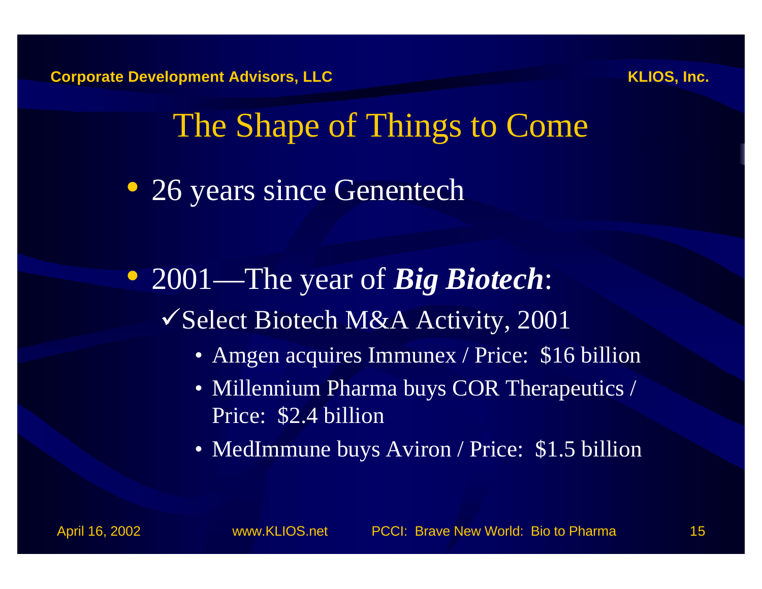# The Shape of Things to Come

- 26 years since Genentech

- 2001—The year of ***Big Biotech***:
  - ✓Select Biotech M&A Activity, 2001
    - Amgen acquires Immunex / Price: $16 billion
    - Millennium Pharma buys COR Therapeutics / Price: $2.4 billion
    - MedImmune buys Aviron / Price: $1.5 billion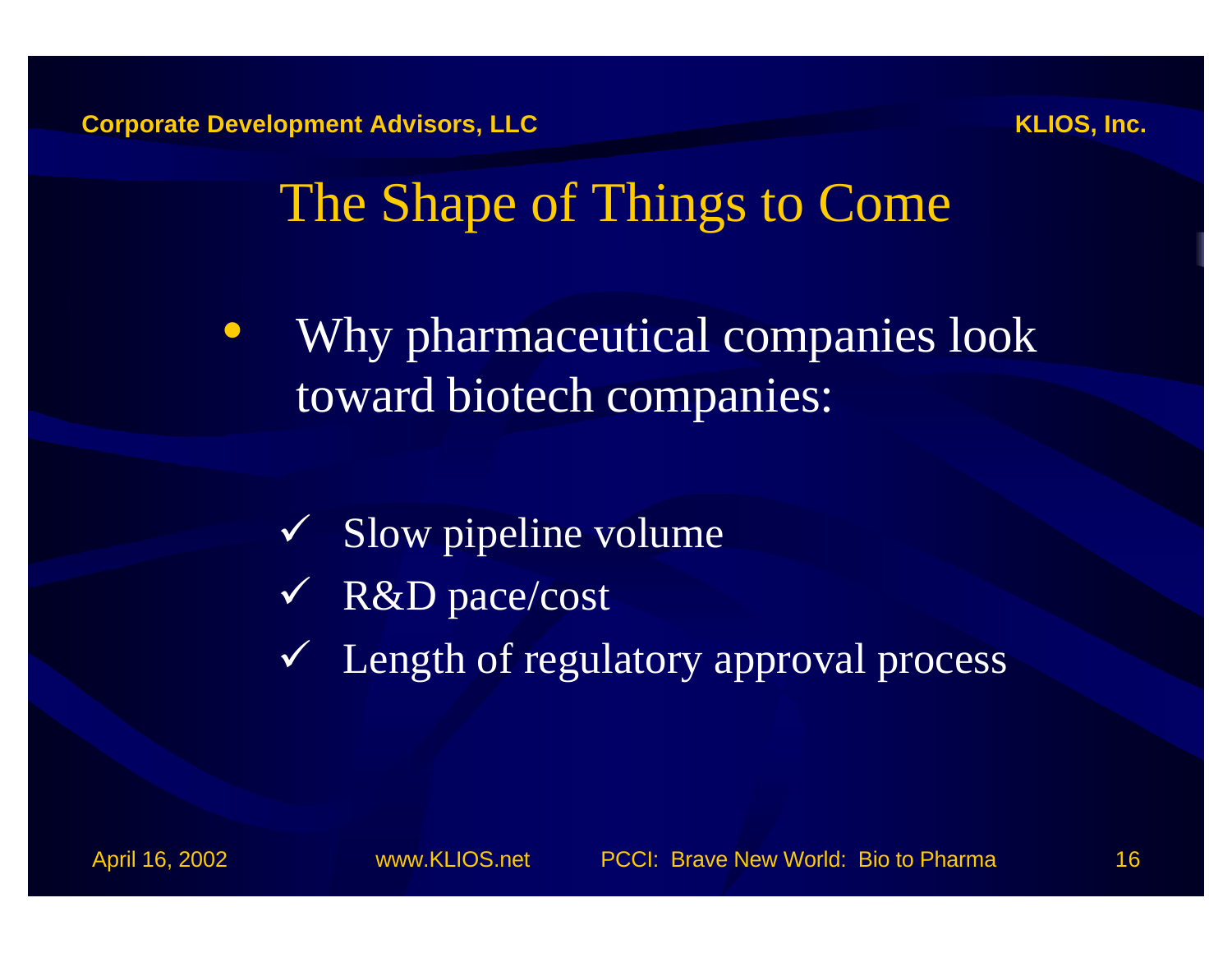# The Shape of Things to Come

- Why pharmaceutical companies look toward biotech companies:

  - ✓ Slow pipeline volume
  - ✓ R&D pace/cost
  - ✓ Length of regulatory approval process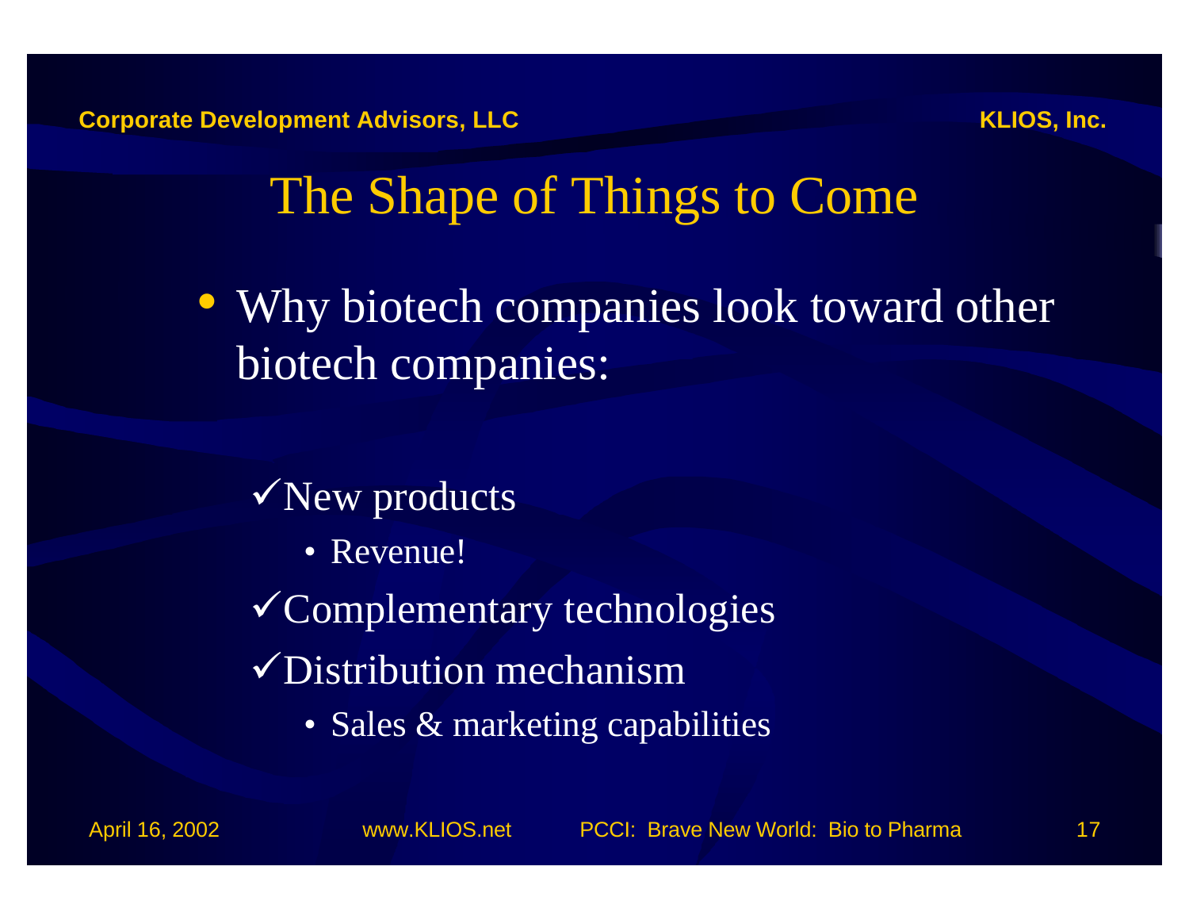# The Shape of Things to Come

- Why biotech companies look toward other biotech companies:

  ✓New products
    - Revenue!

  ✓Complementary technologies

  ✓Distribution mechanism
    - Sales & marketing capabilities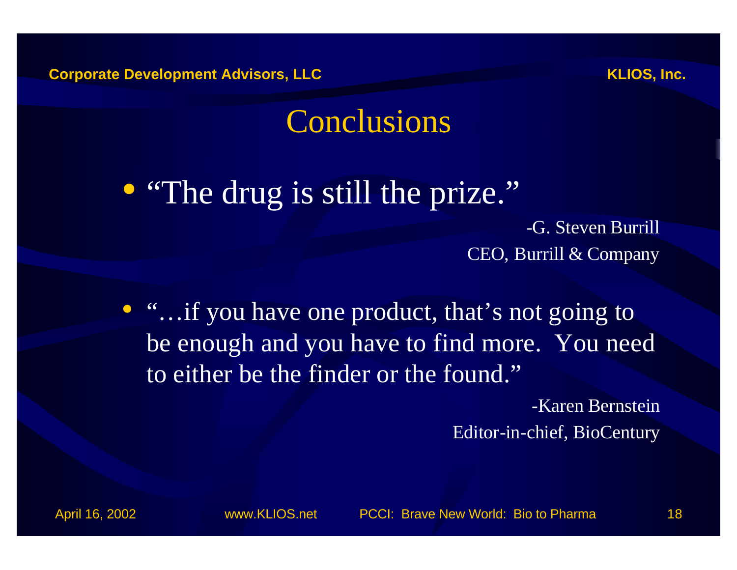# Conclusions

- "The drug is still the prize."

  -G. Steven Burrill
  CEO, Burrill & Company

- "…if you have one product, that's not going to be enough and you have to find more. You need to either be the finder or the found."

  -Karen Bernstein
  Editor-in-chief, BioCentury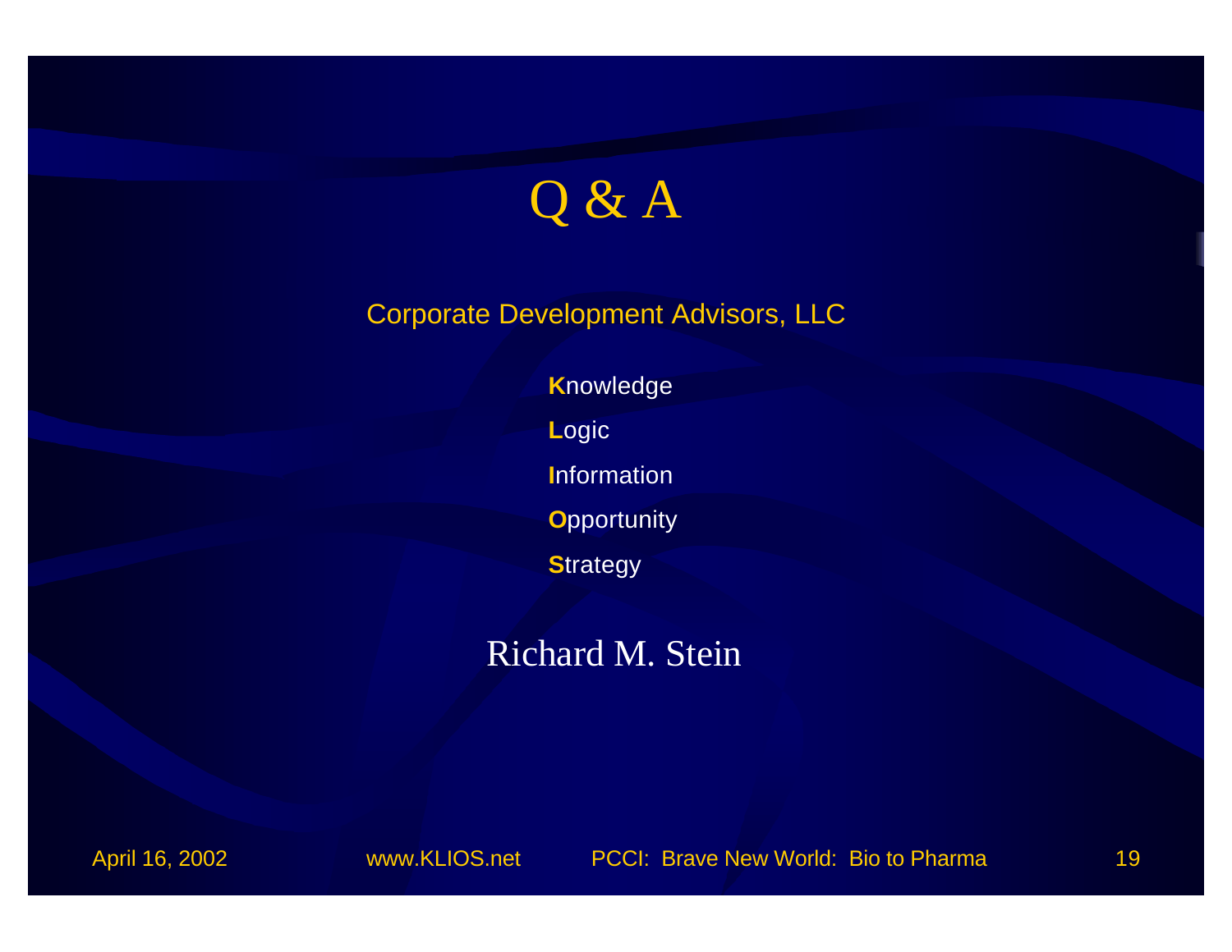# Q & A

Corporate Development Advisors, LLC

**K**nowledge

**L**ogic

**I**nformation

**O**pportunity

**S**trategy

Richard M. Stein